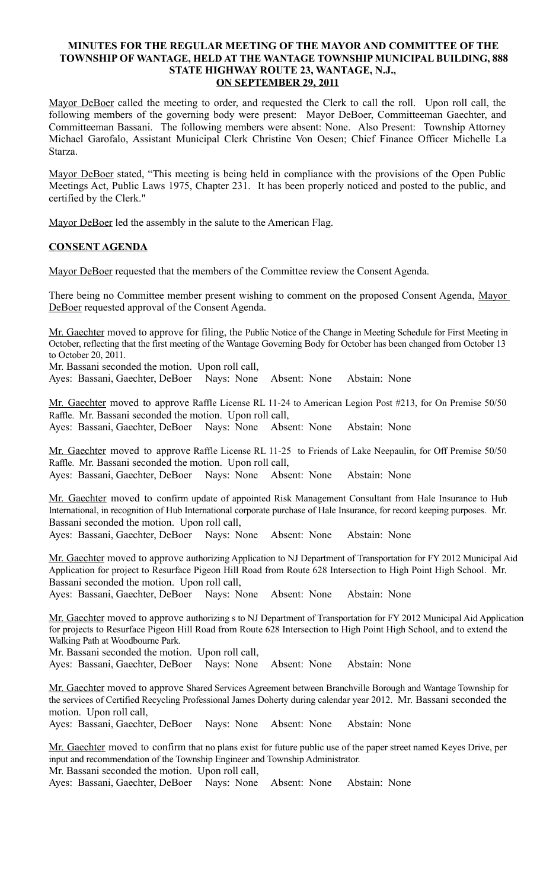**MINUTES FOR THE REGULAR MEETING OF THE MAYOR AND COMMITTEE OF THE TOWNSHIP OF WANTAGE, HELD AT THE WANTAGE TOWNSHIP MUNICIPAL BUILDING, 888 STATE HIGHWAY ROUTE 23, WANTAGE, N.J., ON SEPTEMBER 29, 2011**

Mayor DeBoer called the meeting to order, and requested the Clerk to call the roll. Upon roll call, the following members of the governing body were present: Mayor DeBoer, Committeeman Gaechter, and Committeeman Bassani. The following members were absent: None. Also Present: Township Attorney Michael Garofalo, Assistant Municipal Clerk Christine Von Oesen; Chief Finance Officer Michelle La Starza.

Mayor DeBoer stated, "This meeting is being held in compliance with the provisions of the Open Public Meetings Act, Public Laws 1975, Chapter 231. It has been properly noticed and posted to the public, and certified by the Clerk."

Mayor DeBoer led the assembly in the salute to the American Flag.

## CONSENT AGENDA

Mayor DeBoer requested that the members of the Committee review the Consent Agenda.

There being no Committee member present wishing to comment on the proposed Consent Agenda, Mayor DeBoer requested approval of the Consent Agenda.

Mr. Gaechter moved to approve for filing, the Public Notice of the Change in Meeting Schedule for First Meeting in October, reflecting that the first meeting of the Wantage Governing Body for October has been changed from October 13 to October 20, 2011.
Mr. Bassani seconded the motion. Upon roll call,
Ayes: Bassani, Gaechter, DeBoer Nays: None Absent: None Abstain: None

Mr. Gaechter moved to approve Raffle License RL 11-24 to American Legion Post #213, for On Premise 50/50 Raffle. Mr. Bassani seconded the motion. Upon roll call,
Ayes: Bassani, Gaechter, DeBoer Nays: None Absent: None Abstain: None

Mr. Gaechter moved to approve Raffle License RL 11-25 to Friends of Lake Neepaulin, for Off Premise 50/50 Raffle. Mr. Bassani seconded the motion. Upon roll call,
Ayes: Bassani, Gaechter, DeBoer Nays: None Absent: None Abstain: None

Mr. Gaechter moved to confirm update of appointed Risk Management Consultant from Hale Insurance to Hub International, in recognition of Hub International corporate purchase of Hale Insurance, for record keeping purposes. Mr. Bassani seconded the motion. Upon roll call,
Ayes: Bassani, Gaechter, DeBoer Nays: None Absent: None Abstain: None

Mr. Gaechter moved to approve authorizing Application to NJ Department of Transportation for FY 2012 Municipal Aid Application for project to Resurface Pigeon Hill Road from Route 628 Intersection to High Point High School. Mr. Bassani seconded the motion. Upon roll call,
Ayes: Bassani, Gaechter, DeBoer Nays: None Absent: None Abstain: None

Mr. Gaechter moved to approve authorizing s to NJ Department of Transportation for FY 2012 Municipal Aid Application for projects to Resurface Pigeon Hill Road from Route 628 Intersection to High Point High School, and to extend the Walking Path at Woodbourne Park.
Mr. Bassani seconded the motion. Upon roll call,
Ayes: Bassani, Gaechter, DeBoer Nays: None Absent: None Abstain: None

Mr. Gaechter moved to approve Shared Services Agreement between Branchville Borough and Wantage Township for the services of Certified Recycling Professional James Doherty during calendar year 2012. Mr. Bassani seconded the motion. Upon roll call,
Ayes: Bassani, Gaechter, DeBoer Nays: None Absent: None Abstain: None

Mr. Gaechter moved to confirm that no plans exist for future public use of the paper street named Keyes Drive, per input and recommendation of the Township Engineer and Township Administrator.
Mr. Bassani seconded the motion. Upon roll call,
Ayes: Bassani, Gaechter, DeBoer Nays: None Absent: None Abstain: None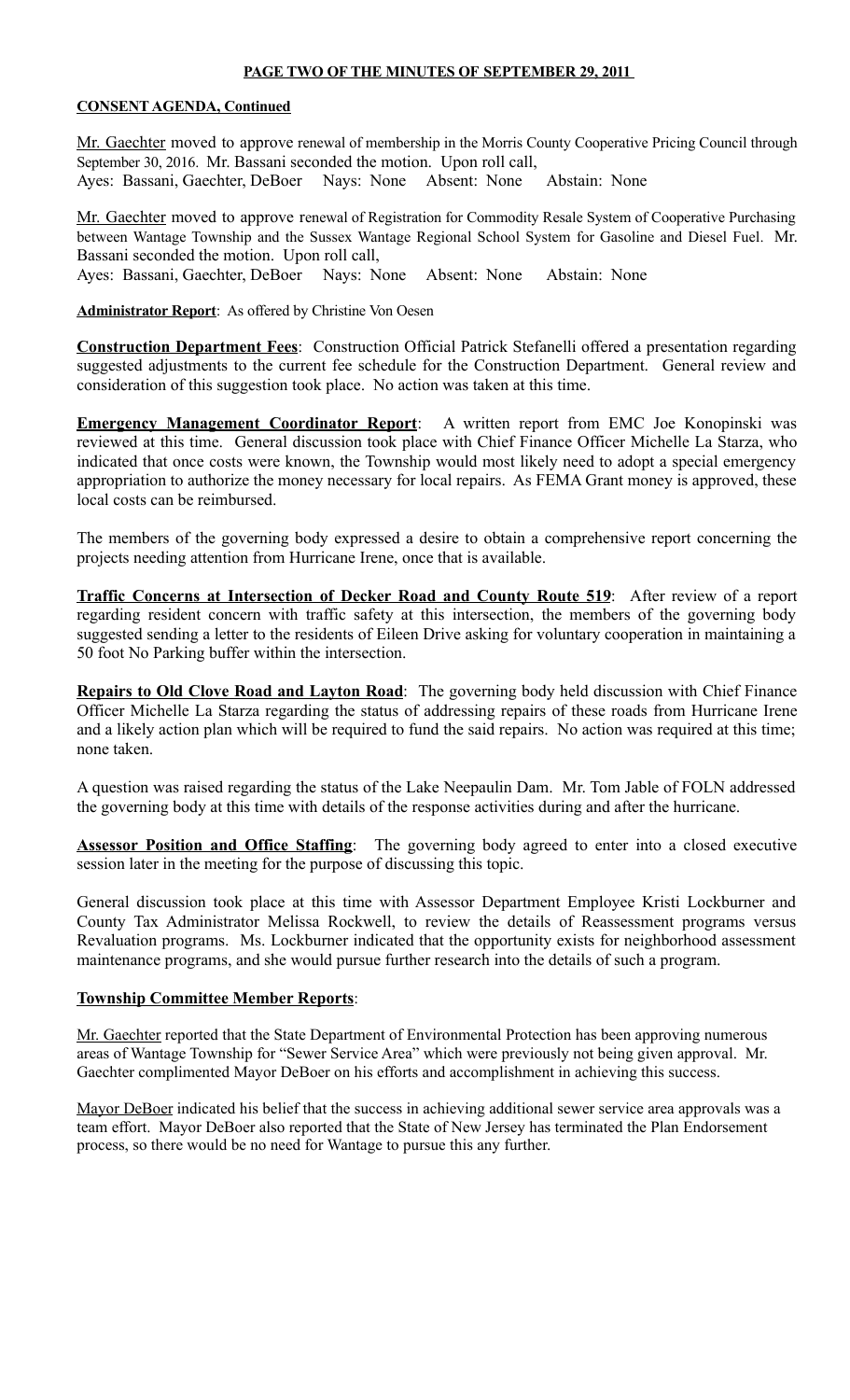**PAGE TWO OF THE MINUTES OF SEPTEMBER 29, 2011**

**CONSENT AGENDA, Continued**

Mr. Gaechter moved to approve renewal of membership in the Morris County Cooperative Pricing Council through September 30, 2016. Mr. Bassani seconded the motion. Upon roll call,
Ayes: Bassani, Gaechter, DeBoer Nays: None Absent: None Abstain: None

Mr. Gaechter moved to approve renewal of Registration for Commodity Resale System of Cooperative Purchasing between Wantage Township and the Sussex Wantage Regional School System for Gasoline and Diesel Fuel. Mr. Bassani seconded the motion. Upon roll call,
Ayes: Bassani, Gaechter, DeBoer Nays: None Absent: None Abstain: None

**Administrator Report**: As offered by Christine Von Oesen

**Construction Department Fees**: Construction Official Patrick Stefanelli offered a presentation regarding suggested adjustments to the current fee schedule for the Construction Department. General review and consideration of this suggestion took place. No action was taken at this time.

**Emergency Management Coordinator Report**: A written report from EMC Joe Konopinski was reviewed at this time. General discussion took place with Chief Finance Officer Michelle La Starza, who indicated that once costs were known, the Township would most likely need to adopt a special emergency appropriation to authorize the money necessary for local repairs. As FEMA Grant money is approved, these local costs can be reimbursed.

The members of the governing body expressed a desire to obtain a comprehensive report concerning the projects needing attention from Hurricane Irene, once that is available.

**Traffic Concerns at Intersection of Decker Road and County Route 519**: After review of a report regarding resident concern with traffic safety at this intersection, the members of the governing body suggested sending a letter to the residents of Eileen Drive asking for voluntary cooperation in maintaining a 50 foot No Parking buffer within the intersection.

**Repairs to Old Clove Road and Layton Road**: The governing body held discussion with Chief Finance Officer Michelle La Starza regarding the status of addressing repairs of these roads from Hurricane Irene and a likely action plan which will be required to fund the said repairs. No action was required at this time; none taken.

A question was raised regarding the status of the Lake Neepaulin Dam. Mr. Tom Jable of FOLN addressed the governing body at this time with details of the response activities during and after the hurricane.

**Assessor Position and Office Staffing**: The governing body agreed to enter into a closed executive session later in the meeting for the purpose of discussing this topic.

General discussion took place at this time with Assessor Department Employee Kristi Lockburner and County Tax Administrator Melissa Rockwell, to review the details of Reassessment programs versus Revaluation programs. Ms. Lockburner indicated that the opportunity exists for neighborhood assessment maintenance programs, and she would pursue further research into the details of such a program.

**Township Committee Member Reports**:

Mr. Gaechter reported that the State Department of Environmental Protection has been approving numerous areas of Wantage Township for "Sewer Service Area" which were previously not being given approval. Mr. Gaechter complimented Mayor DeBoer on his efforts and accomplishment in achieving this success.

Mayor DeBoer indicated his belief that the success in achieving additional sewer service area approvals was a team effort. Mayor DeBoer also reported that the State of New Jersey has terminated the Plan Endorsement process, so there would be no need for Wantage to pursue this any further.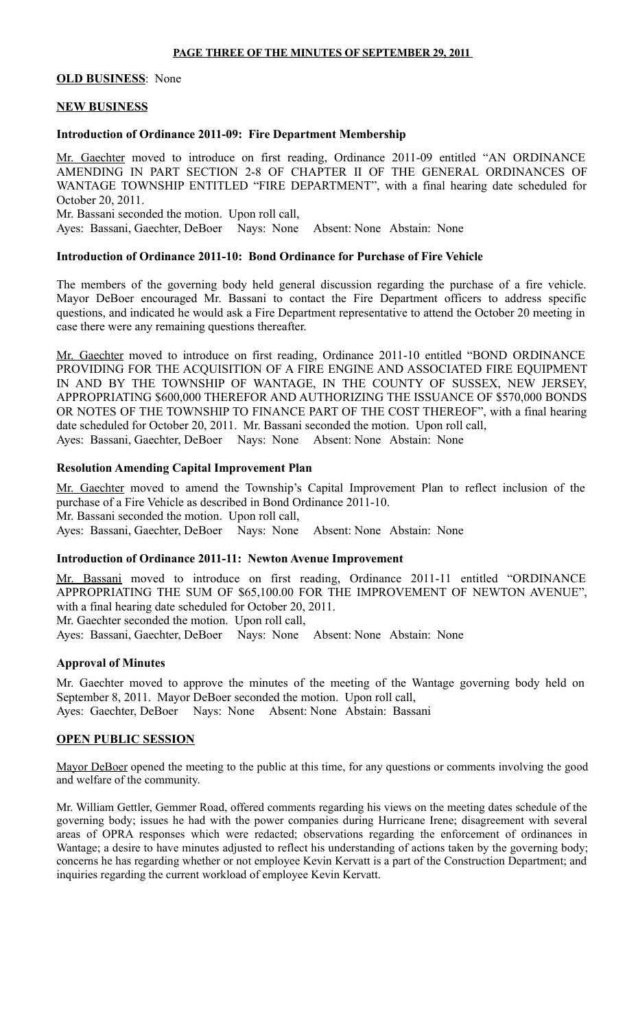**OLD BUSINESS**: None

**NEW BUSINESS**

**Introduction of Ordinance 2011-09: Fire Department Membership**

Mr. Gaechter moved to introduce on first reading, Ordinance 2011-09 entitled "AN ORDINANCE AMENDING IN PART SECTION 2-8 OF CHAPTER II OF THE GENERAL ORDINANCES OF WANTAGE TOWNSHIP ENTITLED "FIRE DEPARTMENT", with a final hearing date scheduled for October 20, 2011.
Mr. Bassani seconded the motion. Upon roll call,
Ayes: Bassani, Gaechter, DeBoer Nays: None Absent: None Abstain: None

**Introduction of Ordinance 2011-10: Bond Ordinance for Purchase of Fire Vehicle**

The members of the governing body held general discussion regarding the purchase of a fire vehicle. Mayor DeBoer encouraged Mr. Bassani to contact the Fire Department officers to address specific questions, and indicated he would ask a Fire Department representative to attend the October 20 meeting in case there were any remaining questions thereafter.

Mr. Gaechter moved to introduce on first reading, Ordinance 2011-10 entitled "BOND ORDINANCE PROVIDING FOR THE ACQUISITION OF A FIRE ENGINE AND ASSOCIATED FIRE EQUIPMENT IN AND BY THE TOWNSHIP OF WANTAGE, IN THE COUNTY OF SUSSEX, NEW JERSEY, APPROPRIATING $600,000 THEREFOR AND AUTHORIZING THE ISSUANCE OF $570,000 BONDS OR NOTES OF THE TOWNSHIP TO FINANCE PART OF THE COST THEREOF", with a final hearing date scheduled for October 20, 2011. Mr. Bassani seconded the motion. Upon roll call,
Ayes: Bassani, Gaechter, DeBoer Nays: None Absent: None Abstain: None

**Resolution Amending Capital Improvement Plan**

Mr. Gaechter moved to amend the Township's Capital Improvement Plan to reflect inclusion of the purchase of a Fire Vehicle as described in Bond Ordinance 2011-10.
Mr. Bassani seconded the motion. Upon roll call,
Ayes: Bassani, Gaechter, DeBoer Nays: None Absent: None Abstain: None

**Introduction of Ordinance 2011-11: Newton Avenue Improvement**

Mr. Bassani moved to introduce on first reading, Ordinance 2011-11 entitled "ORDINANCE APPROPRIATING THE SUM OF $65,100.00 FOR THE IMPROVEMENT OF NEWTON AVENUE", with a final hearing date scheduled for October 20, 2011.
Mr. Gaechter seconded the motion. Upon roll call,
Ayes: Bassani, Gaechter, DeBoer Nays: None Absent: None Abstain: None

**Approval of Minutes**

Mr. Gaechter moved to approve the minutes of the meeting of the Wantage governing body held on September 8, 2011. Mayor DeBoer seconded the motion. Upon roll call,
Ayes: Gaechter, DeBoer Nays: None Absent: None Abstain: Bassani

**OPEN PUBLIC SESSION**

Mayor DeBoer opened the meeting to the public at this time, for any questions or comments involving the good and welfare of the community.

Mr. William Gettler, Gemmer Road, offered comments regarding his views on the meeting dates schedule of the governing body; issues he had with the power companies during Hurricane Irene; disagreement with several areas of OPRA responses which were redacted; observations regarding the enforcement of ordinances in Wantage; a desire to have minutes adjusted to reflect his understanding of actions taken by the governing body; concerns he has regarding whether or not employee Kevin Kervatt is a part of the Construction Department; and inquiries regarding the current workload of employee Kevin Kervatt.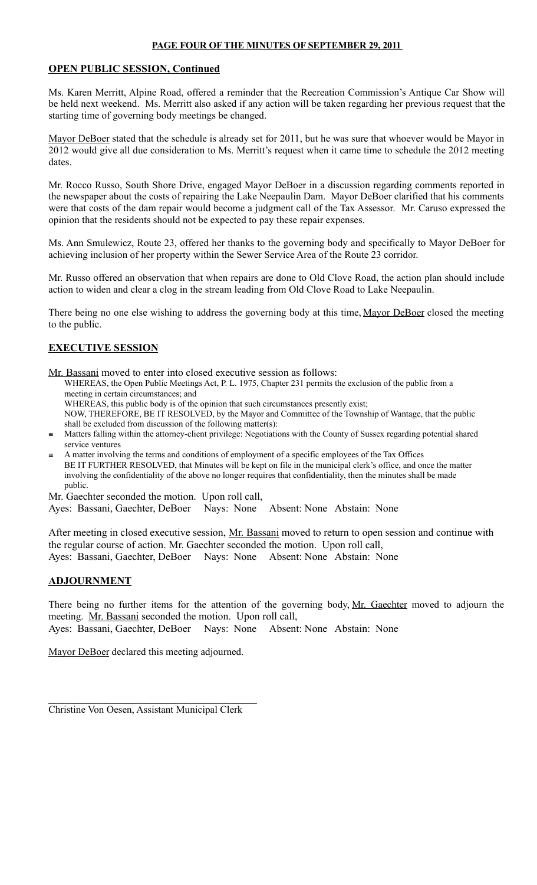**PAGE FOUR OF THE MINUTES OF SEPTEMBER 29, 2011**

## OPEN PUBLIC SESSION, Continued

Ms. Karen Merritt, Alpine Road, offered a reminder that the Recreation Commission's Antique Car Show will be held next weekend. Ms. Merritt also asked if any action will be taken regarding her previous request that the starting time of governing body meetings be changed.

Mayor DeBoer stated that the schedule is already set for 2011, but he was sure that whoever would be Mayor in 2012 would give all due consideration to Ms. Merritt's request when it came time to schedule the 2012 meeting dates.

Mr. Rocco Russo, South Shore Drive, engaged Mayor DeBoer in a discussion regarding comments reported in the newspaper about the costs of repairing the Lake Neepaulin Dam. Mayor DeBoer clarified that his comments were that costs of the dam repair would become a judgment call of the Tax Assessor. Mr. Caruso expressed the opinion that the residents should not be expected to pay these repair expenses.

Ms. Ann Smulewicz, Route 23, offered her thanks to the governing body and specifically to Mayor DeBoer for achieving inclusion of her property within the Sewer Service Area of the Route 23 corridor.

Mr. Russo offered an observation that when repairs are done to Old Clove Road, the action plan should include action to widen and clear a clog in the stream leading from Old Clove Road to Lake Neepaulin.

There being no one else wishing to address the governing body at this time, Mayor DeBoer closed the meeting to the public.

## EXECUTIVE SESSION

Mr. Bassani moved to enter into closed executive session as follows:

WHEREAS, the Open Public Meetings Act, P. L. 1975, Chapter 231 permits the exclusion of the public from a meeting in certain circumstances; and

WHEREAS, this public body is of the opinion that such circumstances presently exist;

NOW, THEREFORE, BE IT RESOLVED, by the Mayor and Committee of the Township of Wantage, that the public shall be excluded from discussion of the following matter(s):

- Matters falling within the attorney-client privilege: Negotiations with the County of Sussex regarding potential shared service ventures
- A matter involving the terms and conditions of employment of a specific employees of the Tax Offices

BE IT FURTHER RESOLVED, that Minutes will be kept on file in the municipal clerk's office, and once the matter involving the confidentiality of the above no longer requires that confidentiality, then the minutes shall be made public.

Mr. Gaechter seconded the motion. Upon roll call,
Ayes: Bassani, Gaechter, DeBoer Nays: None Absent: None Abstain: None

After meeting in closed executive session, Mr. Bassani moved to return to open session and continue with the regular course of action. Mr. Gaechter seconded the motion. Upon roll call,
Ayes: Bassani, Gaechter, DeBoer Nays: None Absent: None Abstain: None

## ADJOURNMENT

There being no further items for the attention of the governing body, Mr. Gaechter moved to adjourn the meeting. Mr. Bassani seconded the motion. Upon roll call,
Ayes: Bassani, Gaechter, DeBoer Nays: None Absent: None Abstain: None

Mayor DeBoer declared this meeting adjourned.

\_\_\_\_\_\_\_\_\_\_\_\_\_\_\_\_\_\_\_\_\_\_\_\_\_\_\_\_\_\_\_\_\_\_\_\_\_\_\_\_

Christine Von Oesen, Assistant Municipal Clerk